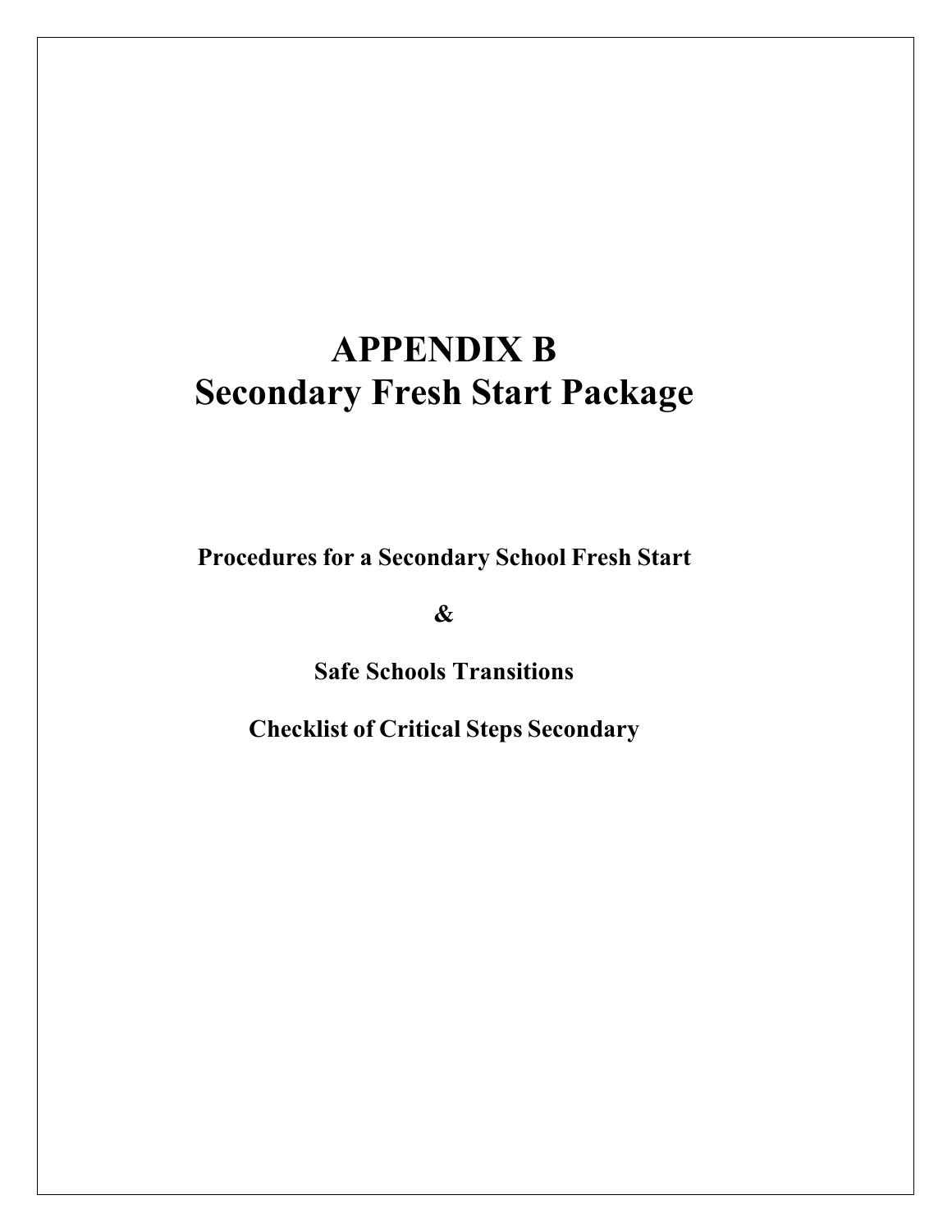# APPENDIX B
# Secondary Fresh Start Package

**Procedures for a Secondary School Fresh Start**

**&**

**Safe Schools Transitions**

**Checklist of Critical Steps Secondary**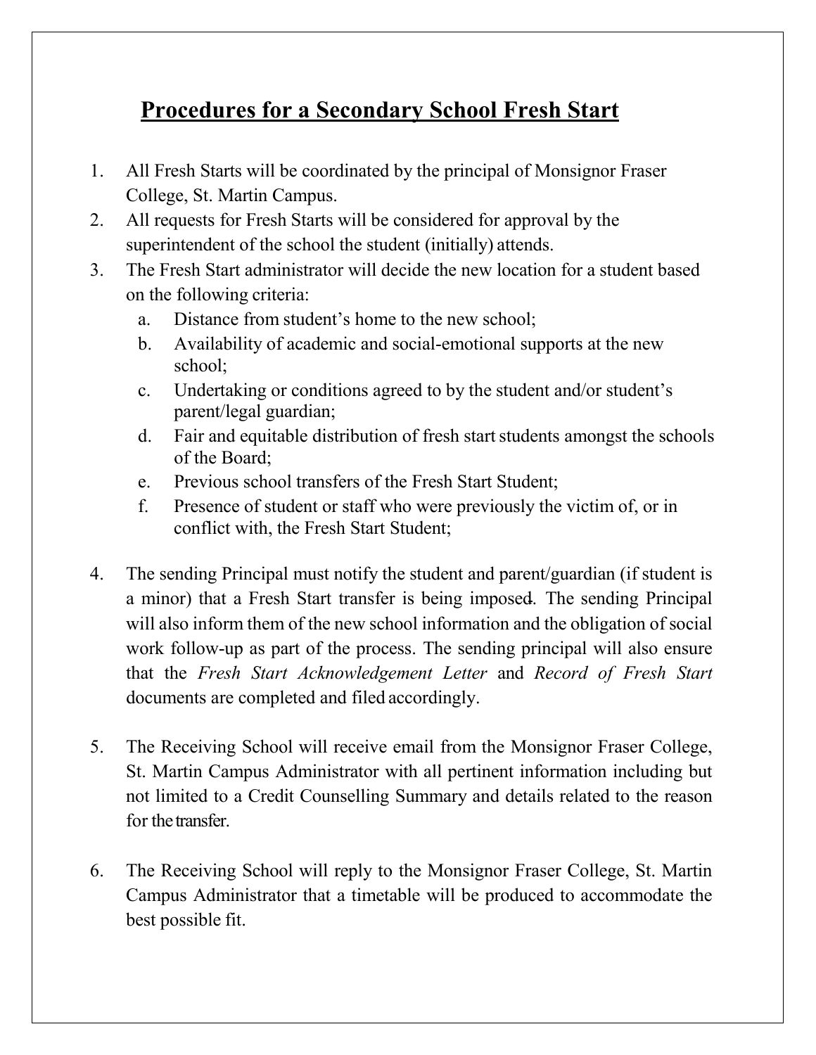# **Procedures for a Secondary School Fresh Start**

1. All Fresh Starts will be coordinated by the principal of Monsignor Fraser College, St. Martin Campus.
2. All requests for Fresh Starts will be considered for approval by the superintendent of the school the student (initially) attends.
3. The Fresh Start administrator will decide the new location for a student based on the following criteria:
   a. Distance from student's home to the new school;
   b. Availability of academic and social-emotional supports at the new school;
   c. Undertaking or conditions agreed to by the student and/or student's parent/legal guardian;
   d. Fair and equitable distribution of fresh start students amongst the schools of the Board;
   e. Previous school transfers of the Fresh Start Student;
   f. Presence of student or staff who were previously the victim of, or in conflict with, the Fresh Start Student;

4. The sending Principal must notify the student and parent/guardian (if student is a minor) that a Fresh Start transfer is being imposed. The sending Principal will also inform them of the new school information and the obligation of social work follow-up as part of the process. The sending principal will also ensure that the *Fresh Start Acknowledgement Letter* and *Record of Fresh Start* documents are completed and filed accordingly.

5. The Receiving School will receive email from the Monsignor Fraser College, St. Martin Campus Administrator with all pertinent information including but not limited to a Credit Counselling Summary and details related to the reason for the transfer.

6. The Receiving School will reply to the Monsignor Fraser College, St. Martin Campus Administrator that a timetable will be produced to accommodate the best possible fit.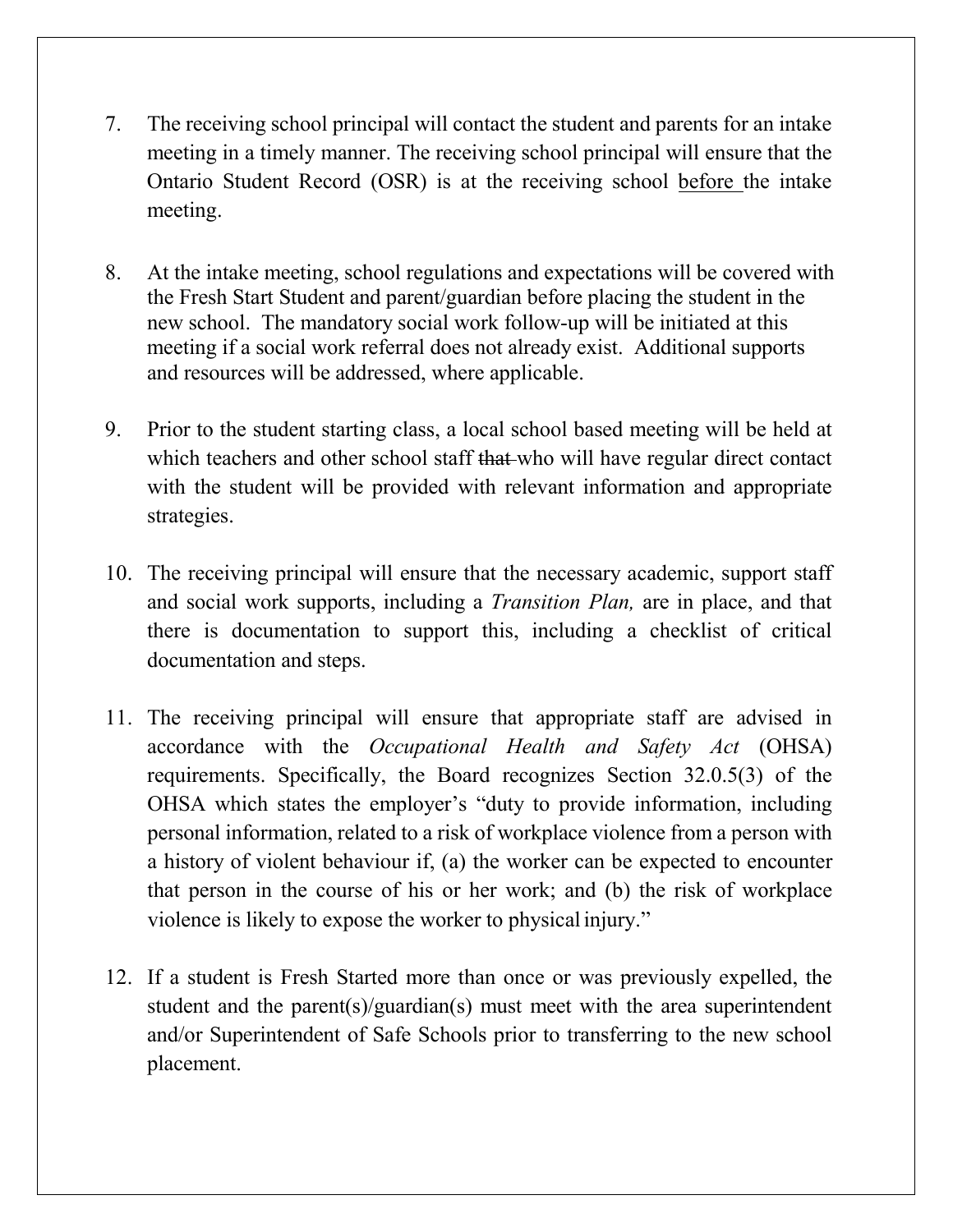7. The receiving school principal will contact the student and parents for an intake meeting in a timely manner. The receiving school principal will ensure that the Ontario Student Record (OSR) is at the receiving school <u>before</u> the intake meeting.

8. At the intake meeting, school regulations and expectations will be covered with the Fresh Start Student and parent/guardian before placing the student in the new school. The mandatory social work follow-up will be initiated at this meeting if a social work referral does not already exist. Additional supports and resources will be addressed, where applicable.

9. Prior to the student starting class, a local school based meeting will be held at which teachers and other school staff ~~that~~ who will have regular direct contact with the student will be provided with relevant information and appropriate strategies.

10. The receiving principal will ensure that the necessary academic, support staff and social work supports, including a *Transition Plan,* are in place, and that there is documentation to support this, including a checklist of critical documentation and steps.

11. The receiving principal will ensure that appropriate staff are advised in accordance with the *Occupational Health and Safety Act* (OHSA) requirements. Specifically, the Board recognizes Section 32.0.5(3) of the OHSA which states the employer's "duty to provide information, including personal information, related to a risk of workplace violence from a person with a history of violent behaviour if, (a) the worker can be expected to encounter that person in the course of his or her work; and (b) the risk of workplace violence is likely to expose the worker to physical injury."

12. If a student is Fresh Started more than once or was previously expelled, the student and the parent(s)/guardian(s) must meet with the area superintendent and/or Superintendent of Safe Schools prior to transferring to the new school placement.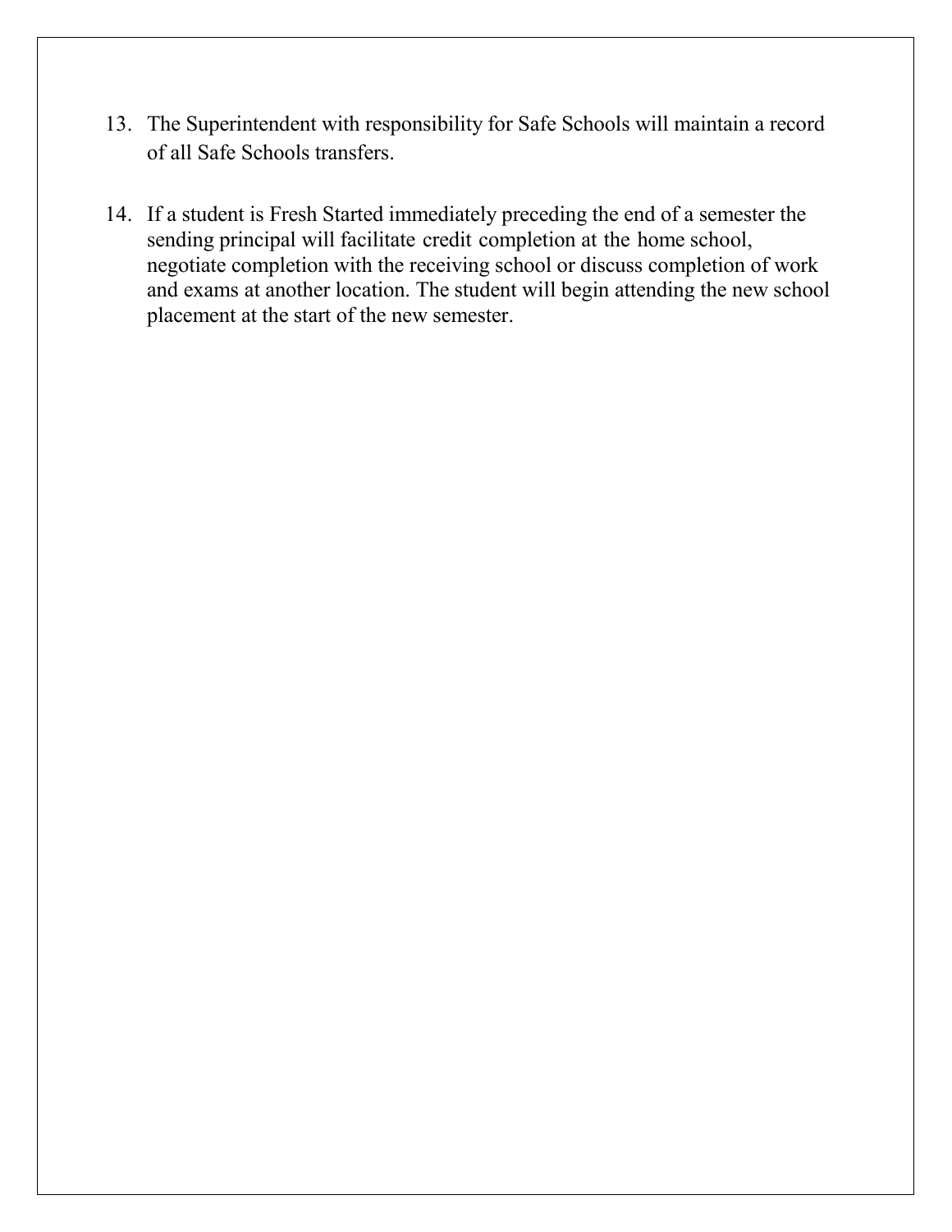13. The Superintendent with responsibility for Safe Schools will maintain a record of all Safe Schools transfers.

14. If a student is Fresh Started immediately preceding the end of a semester the sending principal will facilitate credit completion at the home school, negotiate completion with the receiving school or discuss completion of work and exams at another location. The student will begin attending the new school placement at the start of the new semester.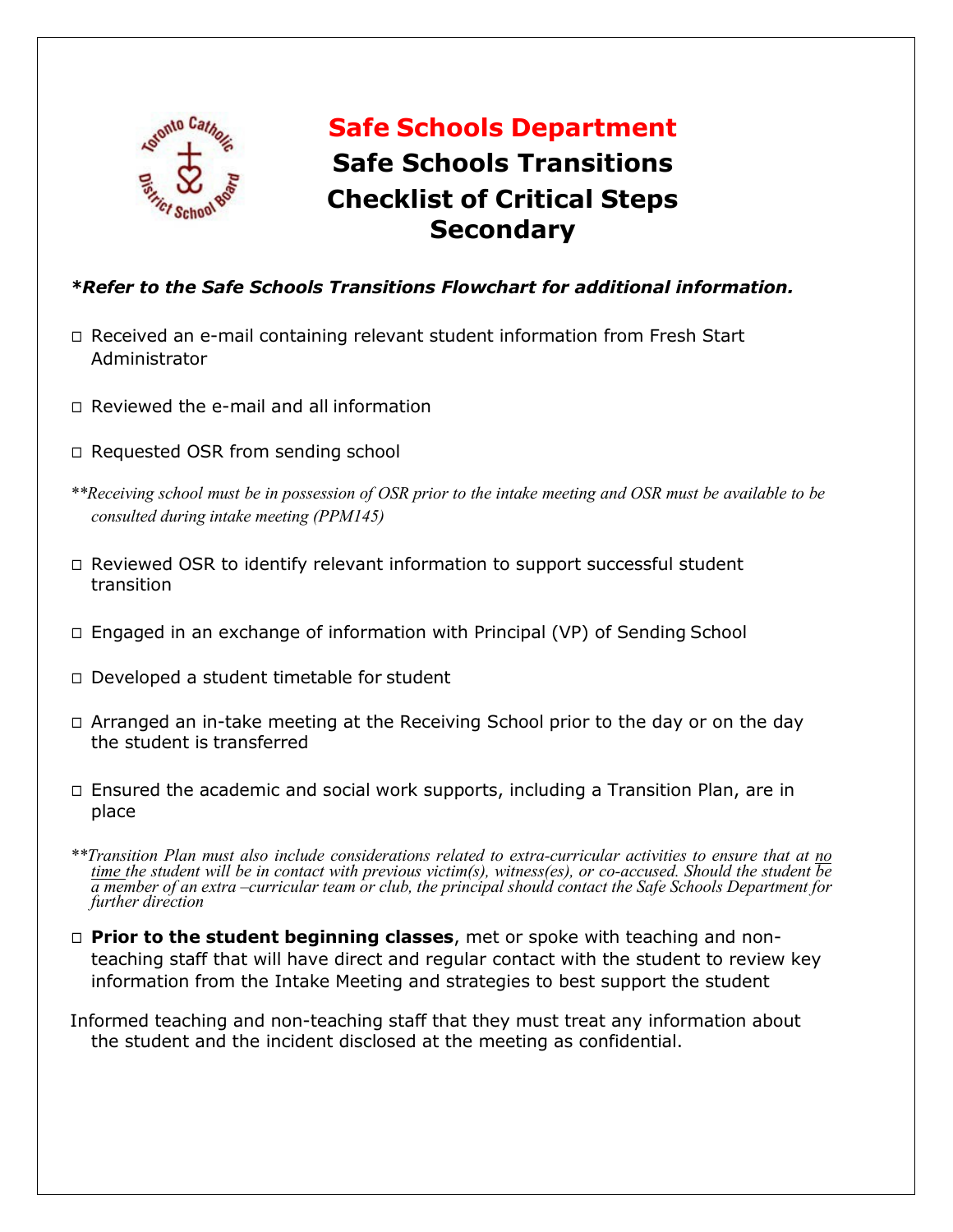# Safe Schools Department

## Safe Schools Transitions Checklist of Critical Steps Secondary

***Refer to the Safe Schools Transitions Flowchart for additional information.***

- ☐ Received an e-mail containing relevant student information from Fresh Start Administrator

- ☐ Reviewed the e-mail and all information

- ☐ Requested OSR from sending school

*\*\*Receiving school must be in possession of OSR prior to the intake meeting and OSR must be available to be consulted during intake meeting (PPM145)*

- ☐ Reviewed OSR to identify relevant information to support successful student transition

- ☐ Engaged in an exchange of information with Principal (VP) of Sending School

- ☐ Developed a student timetable for student

- ☐ Arranged an in-take meeting at the Receiving School prior to the day or on the day the student is transferred

- ☐ Ensured the academic and social work supports, including a Transition Plan, are in place

*\*\*Transition Plan must also include considerations related to extra-curricular activities to ensure that at <u>no time</u> the student will be in contact with previous victim(s), witness(es), or co-accused. Should the student be a member of an extra –curricular team or club, the principal should contact the Safe Schools Department for further direction*

- ☐ **Prior to the student beginning classes**, met or spoke with teaching and non-teaching staff that will have direct and regular contact with the student to review key information from the Intake Meeting and strategies to best support the student

Informed teaching and non-teaching staff that they must treat any information about the student and the incident disclosed at the meeting as confidential.